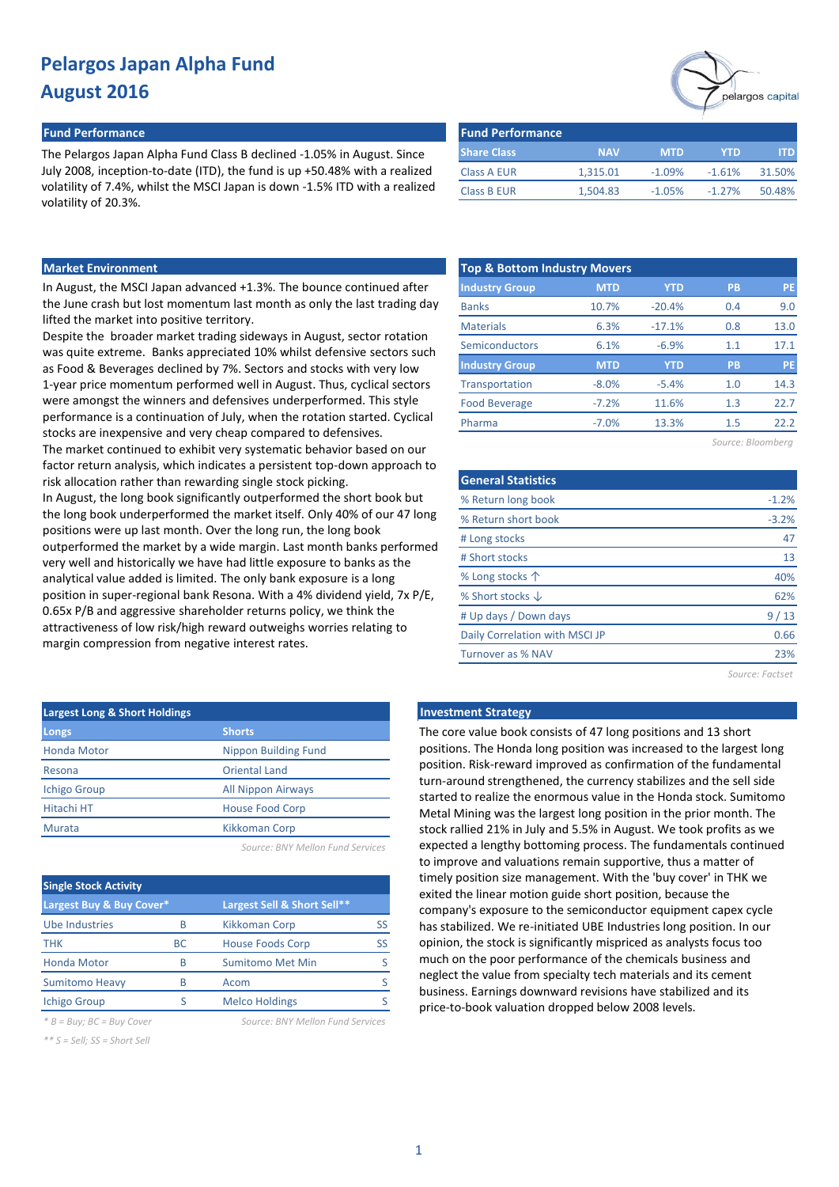# Pelargos Japan Alpha Fund
## August 2016

pelargos capital

### Fund Performance

The Pelargos Japan Alpha Fund Class B declined -1.05% in August. Since July 2008, inception-to-date (ITD), the fund is up +50.48% with a realized volatility of 7.4%, whilst the MSCI Japan is down -1.5% ITD with a realized volatility of 20.3%.

| Share Class | NAV | MTD | YTD | ITD |
|---|---|---|---|---|
| Class A EUR | 1,315.01 | -1.09% | -1.61% | 31.50% |
| Class B EUR | 1,504.83 | -1.05% | -1.27% | 50.48% |

### Market Environment

In August, the MSCI Japan advanced +1.3%. The bounce continued after the June crash but lost momentum last month as only the last trading day lifted the market into positive territory.

Despite the broader market trading sideways in August, sector rotation was quite extreme. Banks appreciated 10% whilst defensive sectors such as Food & Beverages declined by 7%. Sectors and stocks with very low 1-year price momentum performed well in August. Thus, cyclical sectors were amongst the winners and defensives underperformed. This style performance is a continuation of July, when the rotation started. Cyclical stocks are inexpensive and very cheap compared to defensives.

The market continued to exhibit very systematic behavior based on our factor return analysis, which indicates a persistent top-down approach to risk allocation rather than rewarding single stock picking.

In August, the long book significantly outperformed the short book but the long book underperformed the market itself. Only 40% of our 47 long positions were up last month. Over the long run, the long book outperformed the market by a wide margin. Last month banks performed very well and historically we have had little exposure to banks as the analytical value added is limited. The only bank exposure is a long position in super-regional bank Resona. With a 4% dividend yield, 7x P/E, 0.65x P/B and aggressive shareholder returns policy, we think the attractiveness of low risk/high reward outweighs worries relating to margin compression from negative interest rates.

### Top & Bottom Industry Movers

| Industry Group | MTD | YTD | PB | PE |
|---|---|---|---|---|
| Banks | 10.7% | -20.4% | 0.4 | 9.0 |
| Materials | 6.3% | -17.1% | 0.8 | 13.0 |
| Semiconductors | 6.1% | -6.9% | 1.1 | 17.1 |
| **Industry Group** | **MTD** | **YTD** | **PB** | **PE** |
| Transportation | -8.0% | -5.4% | 1.0 | 14.3 |
| Food Beverage | -7.2% | 11.6% | 1.3 | 22.7 |
| Pharma | -7.0% | 13.3% | 1.5 | 22.2 |

*Source: Bloomberg*

### General Statistics

| General Statistics | |
|---|---|
| % Return long book | -1.2% |
| % Return short book | -3.2% |
| # Long stocks | 47 |
| # Short stocks | 13 |
| % Long stocks ↑ | 40% |
| % Short stocks ↓ | 62% |
| # Up days / Down days | 9 / 13 |
| Daily Correlation with MSCI JP | 0.66 |
| Turnover as % NAV | 23% |

*Source: Factset*

### Largest Long & Short Holdings

| Longs | Shorts |
|---|---|
| Honda Motor | Nippon Building Fund |
| Resona | Oriental Land |
| Ichigo Group | All Nippon Airways |
| Hitachi HT | House Food Corp |
| Murata | Kikkoman Corp |

*Source: BNY Mellon Fund Services*

### Single Stock Activity

| Largest Buy & Buy Cover* | | Largest Sell & Short Sell** | |
|---|---|---|---|
| Ube Industries | B | Kikkoman Corp | SS |
| THK | BC | House Foods Corp | SS |
| Honda Motor | B | Sumitomo Met Min | S |
| Sumitomo Heavy | B | Acom | S |
| Ichigo Group | S | Melco Holdings | S |

*Source: BNY Mellon Fund Services*

*\* B = Buy; BC = Buy Cover*

*\*\* S = Sell; SS = Short Sell*

### Investment Strategy

The core value book consists of 47 long positions and 13 short positions. The Honda long position was increased to the largest long position. Risk-reward improved as confirmation of the fundamental turn-around strengthened, the currency stabilizes and the sell side started to realize the enormous value in the Honda stock. Sumitomo Metal Mining was the largest long position in the prior month. The stock rallied 21% in July and 5.5% in August. We took profits as we expected a lengthy bottoming process. The fundamentals continued to improve and valuations remain supportive, thus a matter of timely position size management. With the 'buy cover' in THK we exited the linear motion guide short position, because the company's exposure to the semiconductor equipment capex cycle has stabilized. We re-initiated UBE Industries long position. In our opinion, the stock is significantly mispriced as analysts focus too much on the poor performance of the chemicals business and neglect the value from specialty tech materials and its cement business. Earnings downward revisions have stabilized and its price-to-book valuation dropped below 2008 levels.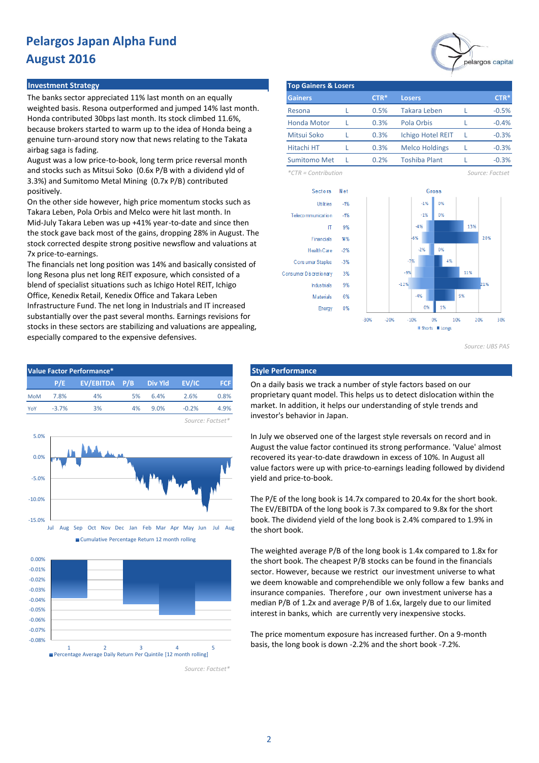# Pelargos Japan Alpha Fund
## August 2016

### Investment Strategy

The banks sector appreciated 11% last month on an equally weighted basis. Resona outperformed and jumped 14% last month. Honda contributed 30bps last month. Its stock climbed 11.6%, because brokers started to warm up to the idea of Honda being a genuine turn-around story now that news relating to the Takata airbag saga is fading.

August was a low price-to-book, long term price reversal month and stocks such as Mitsui Soko (0.6x P/B with a dividend yld of 3.3%) and Sumitomo Metal Mining (0.7x P/B) contributed positively.

On the other side however, high price momentum stocks such as Takara Leben, Pola Orbis and Melco were hit last month. In Mid-July Takara Leben was up +41% year-to-date and since then the stock gave back most of the gains, dropping 28% in August. The stock corrected despite strong positive newsflow and valuations at 7x price-to-earnings.

The financials net long position was 14% and basically consisted of long Resona plus net long REIT exposure, which consisted of a blend of specialist situations such as Ichigo Hotel REIT, Ichigo Office, Kenedix Retail, Kenedix Office and Takara Leben Infrastructure Fund. The net long in Industrials and IT increased substantially over the past several months. Earnings revisions for stocks in these sectors are stabilizing and valuations are appealing, especially compared to the expensive defensives.

### Top Gainers & Losers

| Gainers | | CTR* | Losers | | CTR* |
|---|---|---|---|---|---|
| Resona | L | 0.5% | Takara Leben | L | -0.5% |
| Honda Motor | L | 0.3% | Pola Orbis | L | -0.4% |
| Mitsui Soko | L | 0.3% | Ichigo Hotel REIT | L | -0.3% |
| Hitachi HT | L | 0.3% | Melco Holdings | L | -0.3% |
| Sumitomo Met | L | 0.2% | Toshiba Plant | L | -0.3% |

*CTR = Contribution

Source: Factset

| Sectors | Net | Gross Shorts | Gross Longs |
|---|---|---|---|
| Utilities | -1% | -1% | 0% |
| Telecommunication | -1% | -1% | 0% |
| IT | 9% | -4% | 13% |
| Financials | 14% | -6% | 20% |
| Health Care | -2% | -2% | 0% |
| Consumer Staples | -3% | -7% | 4% |
| Consumer Discretionary | 3% | -9% | 11% |
| Industrials | 9% | -12% | 21% |
| Materials | 6% | -4% | 9% |
| Energy | 0% | 0% | 1% |

Source: UBS PAS

### Value Factor Performance*

| | P/E | EV/EBITDA | P/B | Div Yld | EV/IC | FCF |
|---|---|---|---|---|---|---|
| MoM | 7.8% | 4% | 5% | 6.4% | 2.6% | 0.8% |
| YoY | -3.7% | 3% | 4% | 9.0% | -0.2% | 4.9% |

Source: Factset*

Cumulative Percentage Return 12 month rolling

Percentage Average Daily Return Per Quintile [12 month rolling]

Source: Factset*

### Style Performance

On a daily basis we track a number of style factors based on our proprietary quant model. This helps us to detect dislocation within the market. In addition, it helps our understanding of style trends and investor's behavior in Japan.

In July we observed one of the largest style reversals on record and in August the value factor continued its strong performance. 'Value' almost recovered its year-to-date drawdown in excess of 10%. In August all value factors were up with price-to-earnings leading followed by dividend yield and price-to-book.

The P/E of the long book is 14.7x compared to 20.4x for the short book. The EV/EBITDA of the long book is 7.3x compared to 9.8x for the short book. The dividend yield of the long book is 2.4% compared to 1.9% in the short book.

The weighted average P/B of the long book is 1.4x compared to 1.8x for the short book. The cheapest P/B stocks can be found in the financials sector. However, because we restrict our investment universe to what we deem knowable and comprehendible we only follow a few banks and insurance companies. Therefore , our own investment universe has a median P/B of 1.2x and average P/B of 1.6x, largely due to our limited interest in banks, which are currently very inexpensive stocks.

The price momentum exposure has increased further. On a 9-month basis, the long book is down -2.2% and the short book -7.2%.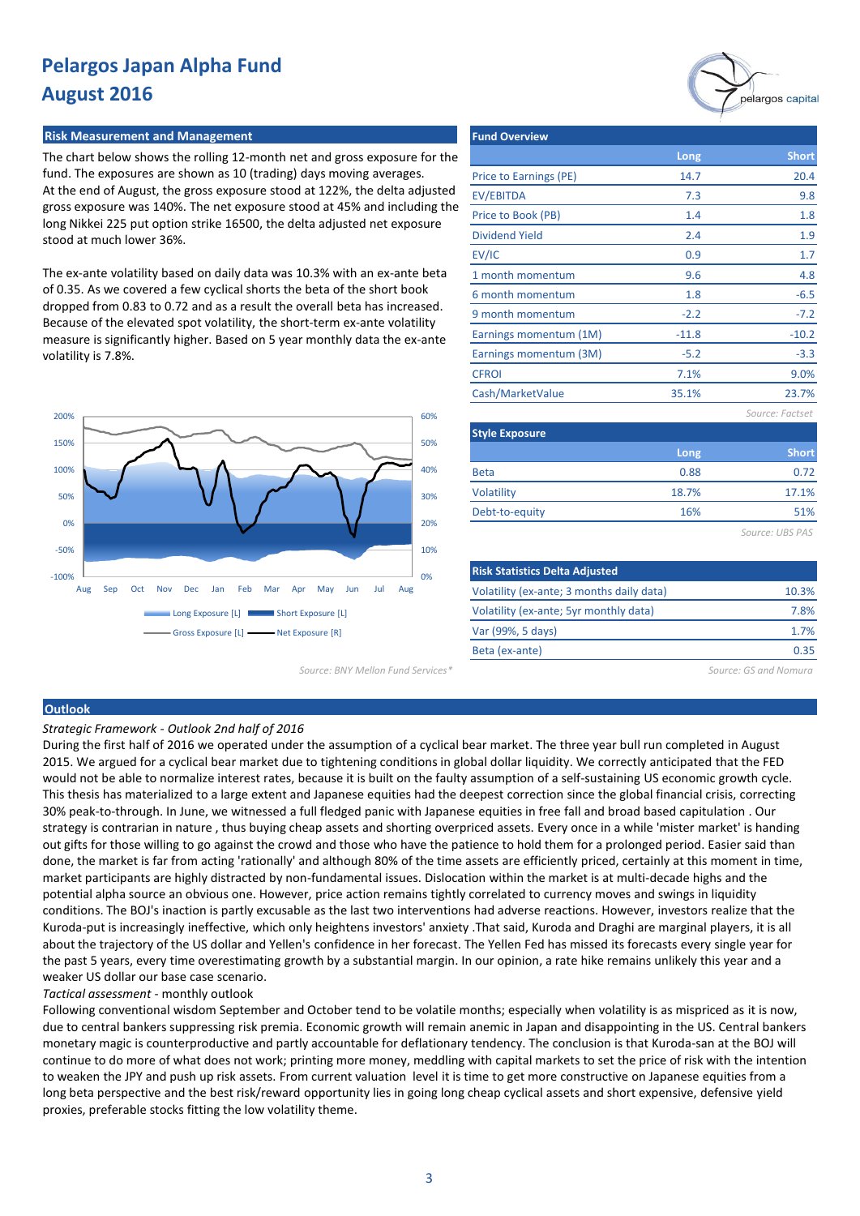# Pelargos Japan Alpha Fund
# August 2016

## Risk Measurement and Management

The chart below shows the rolling 12-month net and gross exposure for the fund. The exposures are shown as 10 (trading) days moving averages. At the end of August, the gross exposure stood at 122%, the delta adjusted gross exposure was 140%. The net exposure stood at 45% and including the long Nikkei 225 put option strike 16500, the delta adjusted net exposure stood at much lower 36%.

The ex-ante volatility based on daily data was 10.3% with an ex-ante beta of 0.35. As we covered a few cyclical shorts the beta of the short book dropped from 0.83 to 0.72 and as a result the overall beta has increased. Because of the elevated spot volatility, the short-term ex-ante volatility measure is significantly higher. Based on 5 year monthly data the ex-ante volatility is 7.8%.

Long Exposure [L] | Short Exposure [L] | Gross Exposure [L] | Net Exposure [R]

Source: BNY Mellon Fund Services*

## Fund Overview

| | Long | Short |
|---|---|---|
| Price to Earnings (PE) | 14.7 | 20.4 |
| EV/EBITDA | 7.3 | 9.8 |
| Price to Book (PB) | 1.4 | 1.8 |
| Dividend Yield | 2.4 | 1.9 |
| EV/IC | 0.9 | 1.7 |
| 1 month momentum | 9.6 | 4.8 |
| 6 month momentum | 1.8 | -6.5 |
| 9 month momentum | -2.2 | -7.2 |
| Earnings momentum (1M) | -11.8 | -10.2 |
| Earnings momentum (3M) | -5.2 | -3.3 |
| CFROI | 7.1% | 9.0% |
| Cash/MarketValue | 35.1% | 23.7% |

*Source: Factset*

## Style Exposure

| | Long | Short |
|---|---|---|
| Beta | 0.88 | 0.72 |
| Volatility | 18.7% | 17.1% |
| Debt-to-equity | 16% | 51% |

*Source: UBS PAS*

## Risk Statistics Delta Adjusted

| | |
|---|---|
| Volatility (ex-ante; 3 months daily data) | 10.3% |
| Volatility (ex-ante; 5yr monthly data) | 7.8% |
| Var (99%, 5 days) | 1.7% |
| Beta (ex-ante) | 0.35 |

*Source: GS and Nomura*

## Outlook

*Strategic Framework - Outlook 2nd half of 2016*

During the first half of 2016 we operated under the assumption of a cyclical bear market. The three year bull run completed in August 2015. We argued for a cyclical bear market due to tightening conditions in global dollar liquidity. We correctly anticipated that the FED would not be able to normalize interest rates, because it is built on the faulty assumption of a self-sustaining US economic growth cycle. This thesis has materialized to a large extent and Japanese equities had the deepest correction since the global financial crisis, correcting 30% peak-to-through. In June, we witnessed a full fledged panic with Japanese equities in free fall and broad based capitulation . Our strategy is contrarian in nature , thus buying cheap assets and shorting overpriced assets. Every once in a while 'mister market' is handing out gifts for those willing to go against the crowd and those who have the patience to hold them for a prolonged period. Easier said than done, the market is far from acting 'rationally' and although 80% of the time assets are efficiently priced, certainly at this moment in time, market participants are highly distracted by non-fundamental issues. Dislocation within the market is at multi-decade highs and the potential alpha source an obvious one. However, price action remains tightly correlated to currency moves and swings in liquidity conditions. The BOJ's inaction is partly excusable as the last two interventions had adverse reactions. However, investors realize that the Kuroda-put is increasingly ineffective, which only heightens investors' anxiety .That said, Kuroda and Draghi are marginal players, it is all about the trajectory of the US dollar and Yellen's confidence in her forecast. The Yellen Fed has missed its forecasts every single year for the past 5 years, every time overestimating growth by a substantial margin. In our opinion, a rate hike remains unlikely this year and a weaker US dollar our base case scenario.

*Tactical assessment* - monthly outlook

Following conventional wisdom September and October tend to be volatile months; especially when volatility is as mispriced as it is now, due to central bankers suppressing risk premia. Economic growth will remain anemic in Japan and disappointing in the US. Central bankers monetary magic is counterproductive and partly accountable for deflationary tendency. The conclusion is that Kuroda-san at the BOJ will continue to do more of what does not work; printing more money, meddling with capital markets to set the price of risk with the intention to weaken the JPY and push up risk assets. From current valuation level it is time to get more constructive on Japanese equities from a long beta perspective and the best risk/reward opportunity lies in going long cheap cyclical assets and short expensive, defensive yield proxies, preferable stocks fitting the low volatility theme.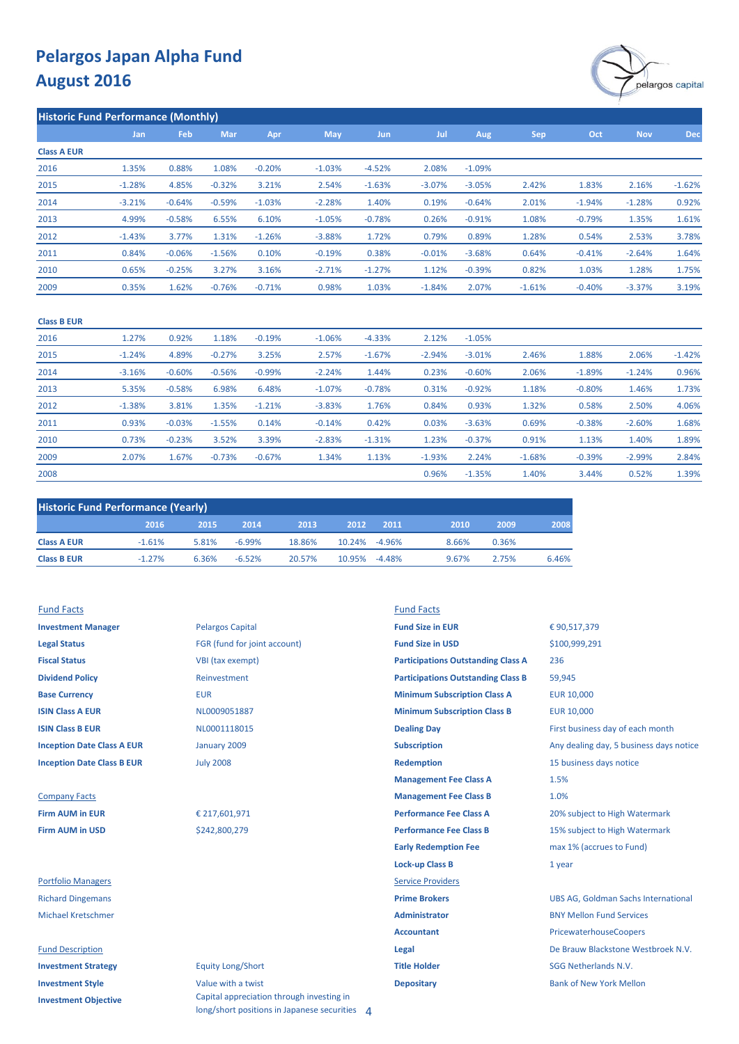# Pelargos Japan Alpha Fund
# August 2016

## Historic Fund Performance (Monthly)

| | Jan | Feb | Mar | Apr | May | Jun | Jul | Aug | Sep | Oct | Nov | Dec |
|---|---|---|---|---|---|---|---|---|---|---|---|---|
| **Class A EUR** | | | | | | | | | | | | |
| 2016 | 1.35% | 0.88% | 1.08% | -0.20% | -1.03% | -4.52% | 2.08% | -1.09% | | | | |
| 2015 | -1.28% | 4.85% | -0.32% | 3.21% | 2.54% | -1.63% | -3.07% | -3.05% | 2.42% | 1.83% | 2.16% | -1.62% |
| 2014 | -3.21% | -0.64% | -0.59% | -1.03% | -2.28% | 1.40% | 0.19% | -0.64% | 2.01% | -1.94% | -1.28% | 0.92% |
| 2013 | 4.99% | -0.58% | 6.55% | 6.10% | -1.05% | -0.78% | 0.26% | -0.91% | 1.08% | -0.79% | 1.35% | 1.61% |
| 2012 | -1.43% | 3.77% | 1.31% | -1.26% | -3.88% | 1.72% | 0.79% | 0.89% | 1.28% | 0.54% | 2.53% | 3.78% |
| 2011 | 0.84% | -0.06% | -1.56% | 0.10% | -0.19% | 0.38% | -0.01% | -3.68% | 0.64% | -0.41% | -2.64% | 1.64% |
| 2010 | 0.65% | -0.25% | 3.27% | 3.16% | -2.71% | -1.27% | 1.12% | -0.39% | 0.82% | 1.03% | 1.28% | 1.75% |
| 2009 | 0.35% | 1.62% | -0.76% | -0.71% | 0.98% | 1.03% | -1.84% | 2.07% | -1.61% | -0.40% | -3.37% | 3.19% |
| **Class B EUR** | | | | | | | | | | | | |
| 2016 | 1.27% | 0.92% | 1.18% | -0.19% | -1.06% | -4.33% | 2.12% | -1.05% | | | | |
| 2015 | -1.24% | 4.89% | -0.27% | 3.25% | 2.57% | -1.67% | -2.94% | -3.01% | 2.46% | 1.88% | 2.06% | -1.42% |
| 2014 | -3.16% | -0.60% | -0.56% | -0.99% | -2.24% | 1.44% | 0.23% | -0.60% | 2.06% | -1.89% | -1.24% | 0.96% |
| 2013 | 5.35% | -0.58% | 6.98% | 6.48% | -1.07% | -0.78% | 0.31% | -0.92% | 1.18% | -0.80% | 1.46% | 1.73% |
| 2012 | -1.38% | 3.81% | 1.35% | -1.21% | -3.83% | 1.76% | 0.84% | 0.93% | 1.32% | 0.58% | 2.50% | 4.06% |
| 2011 | 0.93% | -0.03% | -1.55% | 0.14% | -0.14% | 0.42% | 0.03% | -3.63% | 0.69% | -0.38% | -2.60% | 1.68% |
| 2010 | 0.73% | -0.23% | 3.52% | 3.39% | -2.83% | -1.31% | 1.23% | -0.37% | 0.91% | 1.13% | 1.40% | 1.89% |
| 2009 | 2.07% | 1.67% | -0.73% | -0.67% | 1.34% | 1.13% | -1.93% | 2.24% | -1.68% | -0.39% | -2.99% | 2.84% |
| 2008 | | | | | | | 0.96% | -1.35% | 1.40% | 3.44% | 0.52% | 1.39% |

## Historic Fund Performance (Yearly)

| | 2016 | 2015 | 2014 | 2013 | 2012 | 2011 | 2010 | 2009 | 2008 |
|---|---|---|---|---|---|---|---|---|---|
| **Class A EUR** | -1.61% | 5.81% | -6.99% | 18.86% | 10.24% | -4.96% | 8.66% | 0.36% | |
| **Class B EUR** | -1.27% | 6.36% | -6.52% | 20.57% | 10.95% | -4.48% | 9.67% | 2.75% | 6.46% |

### Fund Facts

| | |
|---|---|
| **Investment Manager** | Pelargos Capital |
| **Legal Status** | FGR (fund for joint account) |
| **Fiscal Status** | VBI (tax exempt) |
| **Dividend Policy** | Reinvestment |
| **Base Currency** | EUR |
| **ISIN Class A EUR** | NL0009051887 |
| **ISIN Class B EUR** | NL0001118015 |
| **Inception Date Class A EUR** | January 2009 |
| **Inception Date Class B EUR** | July 2008 |

### Company Facts

| | |
|---|---|
| **Firm AUM in EUR** | € 217,601,971 |
| **Firm AUM in USD** | $242,800,279 |

### Portfolio Managers

Richard Dingemans

Michael Kretschmer

### Fund Description

| | |
|---|---|
| **Investment Strategy** | Equity Long/Short |
| **Investment Style** | Value with a twist |
| **Investment Objective** | Capital appreciation through investing in long/short positions in Japanese securities |

### Fund Facts

| | |
|---|---|
| **Fund Size in EUR** | € 90,517,379 |
| **Fund Size in USD** | $100,999,291 |
| **Participations Outstanding Class A** | 236 |
| **Participations Outstanding Class B** | 59,945 |
| **Minimum Subscription Class A** | EUR 10,000 |
| **Minimum Subscription Class B** | EUR 10,000 |
| **Dealing Day** | First business day of each month |
| **Subscription** | Any dealing day, 5 business days notice |
| **Redemption** | 15 business days notice |
| **Management Fee Class A** | 1.5% |
| **Management Fee Class B** | 1.0% |
| **Performance Fee Class A** | 20% subject to High Watermark |
| **Performance Fee Class B** | 15% subject to High Watermark |
| **Early Redemption Fee** | max 1% (accrues to Fund) |
| **Lock-up Class B** | 1 year |

### Service Providers

| | |
|---|---|
| **Prime Brokers** | UBS AG, Goldman Sachs International |
| **Administrator** | BNY Mellon Fund Services |
| **Accountant** | PricewaterhouseCoopers |
| **Legal** | De Brauw Blackstone Westbroek N.V. |
| **Title Holder** | SGG Netherlands N.V. |
| **Depositary** | Bank of New York Mellon |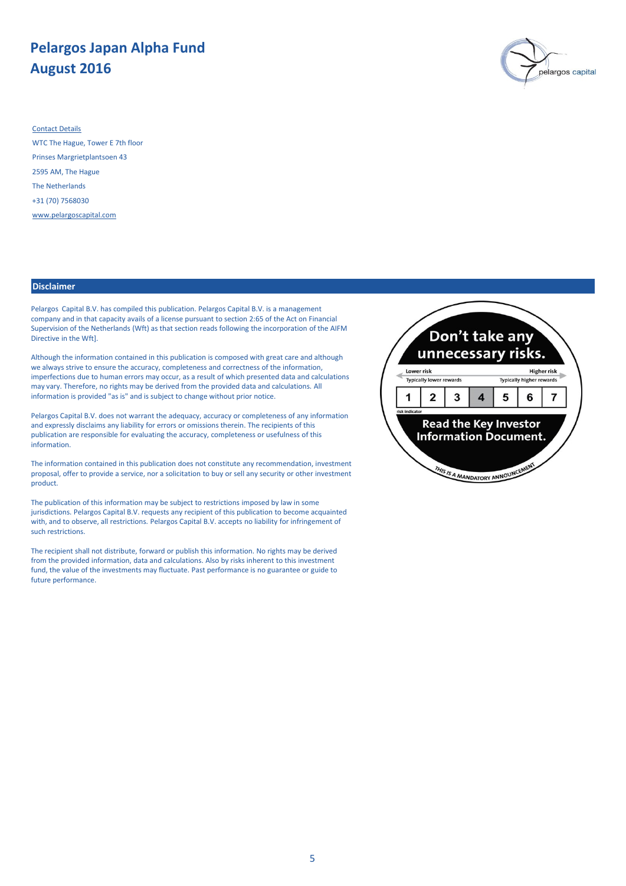# Pelargos Japan Alpha Fund
# August 2016

Contact Details

WTC The Hague, Tower E 7th floor

Princes Margrietplantsoen 43

2595 AM, The Hague

The Netherlands

+31 (70) 7568030

www.pelargoscapital.com

## Disclaimer

Pelargos Capital B.V. has compiled this publication. Pelargos Capital B.V. is a management company and in that capacity avails of a license pursuant to section 2:65 of the Act on Financial Supervision of the Netherlands (Wft) as that section reads following the incorporation of the AIFM Directive in the Wft].

Although the information contained in this publication is composed with great care and although we always strive to ensure the accuracy, completeness and correctness of the information, imperfections due to human errors may occur, as a result of which presented data and calculations may vary. Therefore, no rights may be derived from the provided data and calculations. All information is provided "as is" and is subject to change without prior notice.

Pelargos Capital B.V. does not warrant the adequacy, accuracy or completeness of any information and expressly disclaims any liability for errors or omissions therein. The recipients of this publication are responsible for evaluating the accuracy, completeness or usefulness of this information.

The information contained in this publication does not constitute any recommendation, investment proposal, offer to provide a service, nor a solicitation to buy or sell any security or other investment product.

The publication of this information may be subject to restrictions imposed by law in some jurisdictions. Pelargos Capital B.V. requests any recipient of this publication to become acquainted with, and to observe, all restrictions. Pelargos Capital B.V. accepts no liability for infringement of such restrictions.

The recipient shall not distribute, forward or publish this information. No rights may be derived from the provided information, data and calculations. Also by risks inherent to this investment fund, the value of the investments may fluctuate. Past performance is no guarantee or guide to future performance.

Don't take any unnecessary risks.

Lower risk
Typically lower rewards

Higher risk
Typically higher rewards

1 2 3 4 5 6 7

risk indicator

Read the Key Investor Information Document.

THIS IS A MANDATORY ANNOUNCEMENT